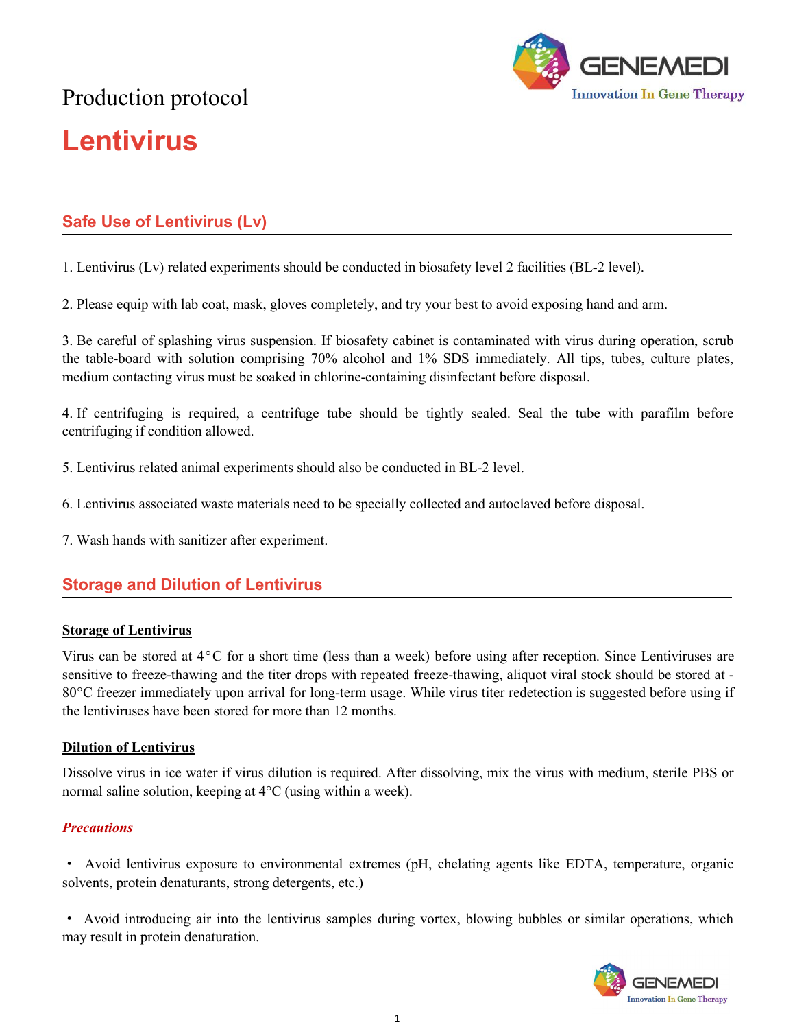Production protocol

# Lentivirus

## Safe Use of Lentivirus (Lv)

1. Lentivirus (Lv) related experiments should be conducted in biosafety level 2 facilities (BL-2 level).

2. Please equip with lab coat, mask, gloves completely, and try your best to avoid exposing hand and arm.

3. Be careful of splashing virus suspension. If biosafety cabinet is contaminated with virus during operation, scrub the table-board with solution comprising 70% alcohol and 1% SDS immediately. All tips, tubes, culture plates, medium contacting virus must be soaked in chlorine-containing disinfectant before disposal.

4. If centrifuging is required, a centrifuge tube should be tightly sealed. Seal the tube with parafilm before centrifuging if condition allowed.

5. Lentivirus related animal experiments should also be conducted in BL-2 level.

6. Lentivirus associated waste materials need to be specially collected and autoclaved before disposal.

7. Wash hands with sanitizer after experiment.

## Storage and Dilution of Lentivirus

### Storage of Lentivirus

Virus can be stored at 4°C for a short time (less than a week) before using after reception. Since Lentiviruses are sensitive to freeze-thawing and the titer drops with repeated freeze-thawing, aliquot viral stock should be stored at -80°C freezer immediately upon arrival for long-term usage. While virus titer redetection is suggested before using if the lentiviruses have been stored for more than 12 months.

### Dilution of Lentivirus

Dissolve virus in ice water if virus dilution is required. After dissolving, mix the virus with medium, sterile PBS or normal saline solution, keeping at 4°C (using within a week).

***Precautions***

- Avoid lentivirus exposure to environmental extremes (pH, chelating agents like EDTA, temperature, organic solvents, protein denaturants, strong detergents, etc.)

- Avoid introducing air into the lentivirus samples during vortex, blowing bubbles or similar operations, which may result in protein denaturation.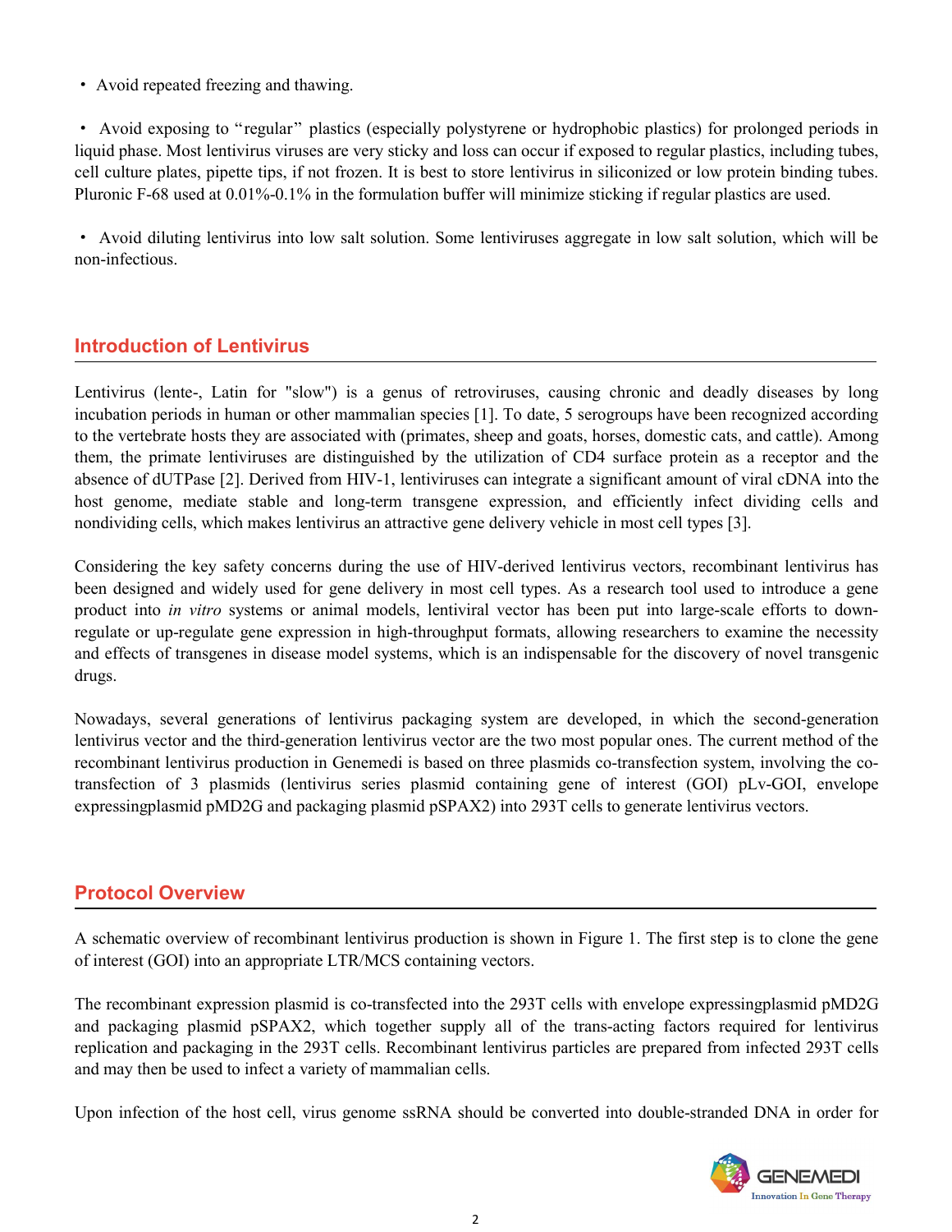- Avoid repeated freezing and thawing.

- Avoid exposing to "regular" plastics (especially polystyrene or hydrophobic plastics) for prolonged periods in liquid phase. Most lentivirus viruses are very sticky and loss can occur if exposed to regular plastics, including tubes, cell culture plates, pipette tips, if not frozen. It is best to store lentivirus in siliconized or low protein binding tubes. Pluronic F-68 used at 0.01%-0.1% in the formulation buffer will minimize sticking if regular plastics are used.

- Avoid diluting lentivirus into low salt solution. Some lentiviruses aggregate in low salt solution, which will be non-infectious.

## Introduction of Lentivirus

Lentivirus (lente-, Latin for "slow") is a genus of retroviruses, causing chronic and deadly diseases by long incubation periods in human or other mammalian species [1]. To date, 5 serogroups have been recognized according to the vertebrate hosts they are associated with (primates, sheep and goats, horses, domestic cats, and cattle). Among them, the primate lentiviruses are distinguished by the utilization of CD4 surface protein as a receptor and the absence of dUTPase [2]. Derived from HIV-1, lentiviruses can integrate a significant amount of viral cDNA into the host genome, mediate stable and long-term transgene expression, and efficiently infect dividing cells and nondividing cells, which makes lentivirus an attractive gene delivery vehicle in most cell types [3].

Considering the key safety concerns during the use of HIV-derived lentivirus vectors, recombinant lentivirus has been designed and widely used for gene delivery in most cell types. As a research tool used to introduce a gene product into *in vitro* systems or animal models, lentiviral vector has been put into large-scale efforts to down-regulate or up-regulate gene expression in high-throughput formats, allowing researchers to examine the necessity and effects of transgenes in disease model systems, which is an indispensable for the discovery of novel transgenic drugs.

Nowadays, several generations of lentivirus packaging system are developed, in which the second-generation lentivirus vector and the third-generation lentivirus vector are the two most popular ones. The current method of the recombinant lentivirus production in Genemedi is based on three plasmids co-transfection system, involving the co-transfection of 3 plasmids (lentivirus series plasmid containing gene of interest (GOI) pLv-GOI, envelope expressingplasmid pMD2G and packaging plasmid pSPAX2) into 293T cells to generate lentivirus vectors.

## Protocol Overview

A schematic overview of recombinant lentivirus production is shown in Figure 1. The first step is to clone the gene of interest (GOI) into an appropriate LTR/MCS containing vectors.

The recombinant expression plasmid is co-transfected into the 293T cells with envelope expressingplasmid pMD2G and packaging plasmid pSPAX2, which together supply all of the trans-acting factors required for lentivirus replication and packaging in the 293T cells. Recombinant lentivirus particles are prepared from infected 293T cells and may then be used to infect a variety of mammalian cells.

Upon infection of the host cell, virus genome ssRNA should be converted into double-stranded DNA in order for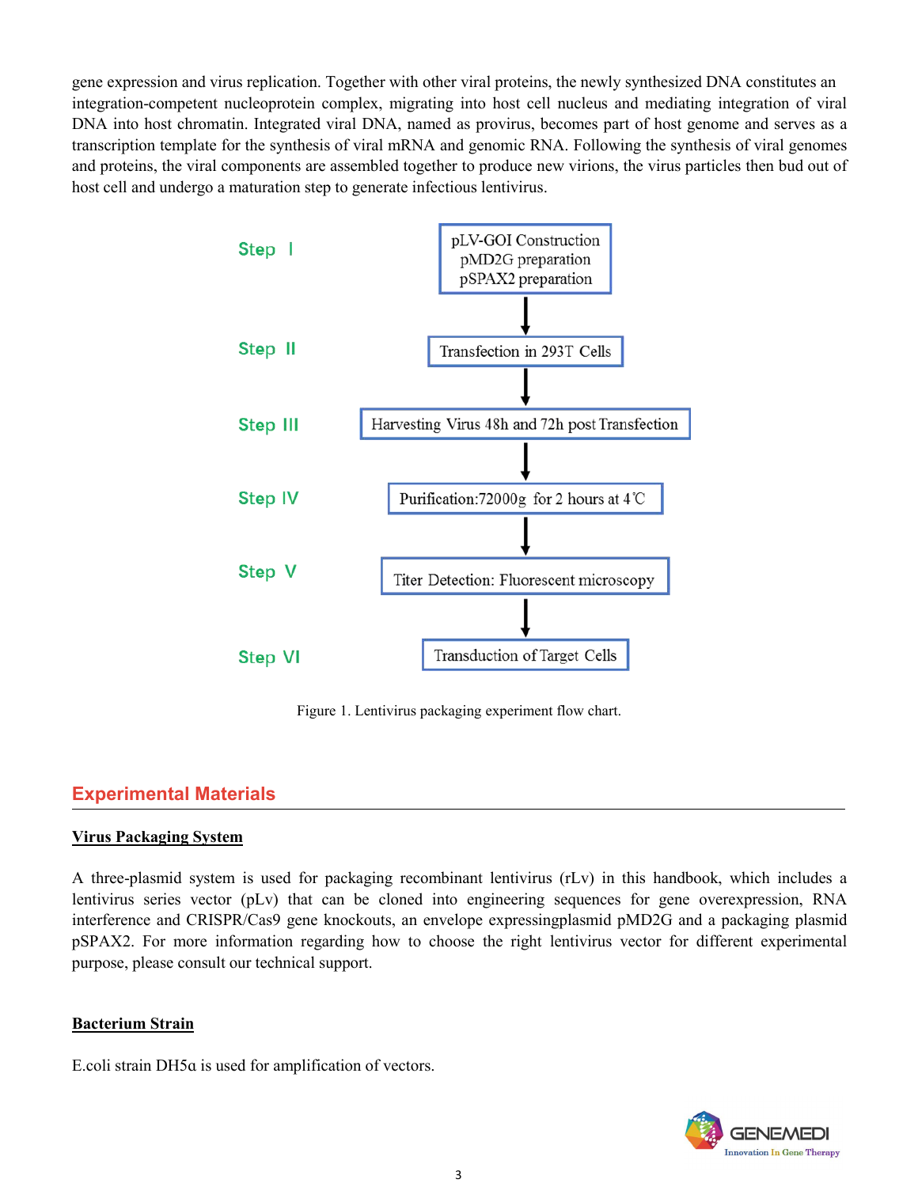gene expression and virus replication. Together with other viral proteins, the newly synthesized DNA constitutes an integration-competent nucleoprotein complex, migrating into host cell nucleus and mediating integration of viral DNA into host chromatin. Integrated viral DNA, named as provirus, becomes part of host genome and serves as a transcription template for the synthesis of viral mRNA and genomic RNA. Following the synthesis of viral genomes and proteins, the viral components are assembled together to produce new virions, the virus particles then bud out of host cell and undergo a maturation step to generate infectious lentivirus.

Step Ⅰ: pLV-GOI Construction, pMD2G preparation, pSPAX2 preparation

↓

Step Ⅱ: Transfection in 293T Cells

↓

Step Ⅲ: Harvesting Virus 48h and 72h post Transfection

↓

Step Ⅳ: Purification:72000g for 2 hours at 4℃

↓

Step Ⅴ: Titer Detection: Fluorescent microscopy

↓

Step Ⅵ: Transduction of Target Cells

Figure 1. Lentivirus packaging experiment flow chart.

## Experimental Materials

### Virus Packaging System

A three-plasmid system is used for packaging recombinant lentivirus (rLv) in this handbook, which includes a lentivirus series vector (pLv) that can be cloned into engineering sequences for gene overexpression, RNA interference and CRISPR/Cas9 gene knockouts, an envelope expressingplasmid pMD2G and a packaging plasmid pSPAX2. For more information regarding how to choose the right lentivirus vector for different experimental purpose, please consult our technical support.

### Bacterium Strain

E.coli strain DH5α is used for amplification of vectors.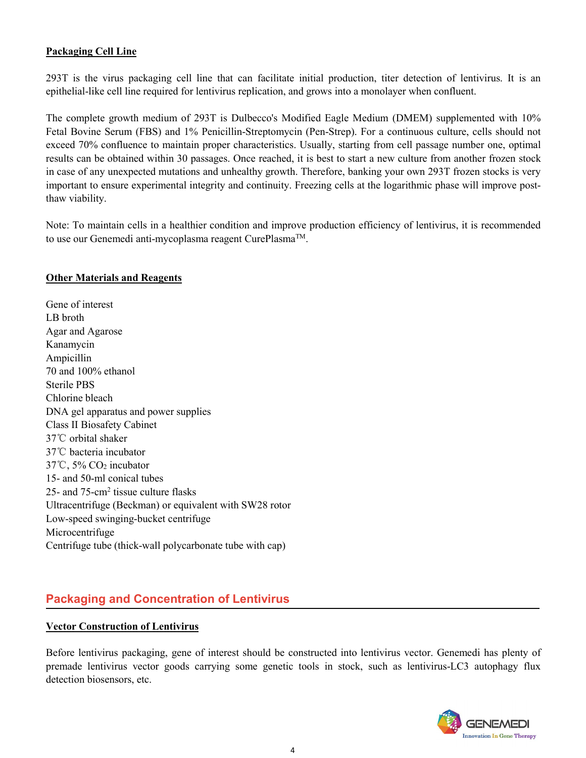### Packaging Cell Line

293T is the virus packaging cell line that can facilitate initial production, titer detection of lentivirus. It is an epithelial-like cell line required for lentivirus replication, and grows into a monolayer when confluent.

The complete growth medium of 293T is Dulbecco's Modified Eagle Medium (DMEM) supplemented with 10% Fetal Bovine Serum (FBS) and 1% Penicillin-Streptomycin (Pen-Strep). For a continuous culture, cells should not exceed 70% confluence to maintain proper characteristics. Usually, starting from cell passage number one, optimal results can be obtained within 30 passages. Once reached, it is best to start a new culture from another frozen stock in case of any unexpected mutations and unhealthy growth. Therefore, banking your own 293T frozen stocks is very important to ensure experimental integrity and continuity. Freezing cells at the logarithmic phase will improve post-thaw viability.

Note: To maintain cells in a healthier condition and improve production efficiency of lentivirus, it is recommended to use our Genemedi anti-mycoplasma reagent CurePlasma™.

### Other Materials and Reagents

Gene of interest
LB broth
Agar and Agarose
Kanamycin
Ampicillin
70 and 100% ethanol
Sterile PBS
Chlorine bleach
DNA gel apparatus and power supplies
Class II Biosafety Cabinet
37℃ orbital shaker
37℃ bacteria incubator
37℃, 5% $CO_2$ incubator
15- and 50-ml conical tubes
25- and 75-$cm^2$ tissue culture flasks
Ultracentrifuge (Beckman) or equivalent with SW28 rotor
Low-speed swinging-bucket centrifuge
Microcentrifuge
Centrifuge tube (thick-wall polycarbonate tube with cap)

## Packaging and Concentration of Lentivirus

### Vector Construction of Lentivirus

Before lentivirus packaging, gene of interest should be constructed into lentivirus vector. Genemedi has plenty of premade lentivirus vector goods carrying some genetic tools in stock, such as lentivirus-LC3 autophagy flux detection biosensors, etc.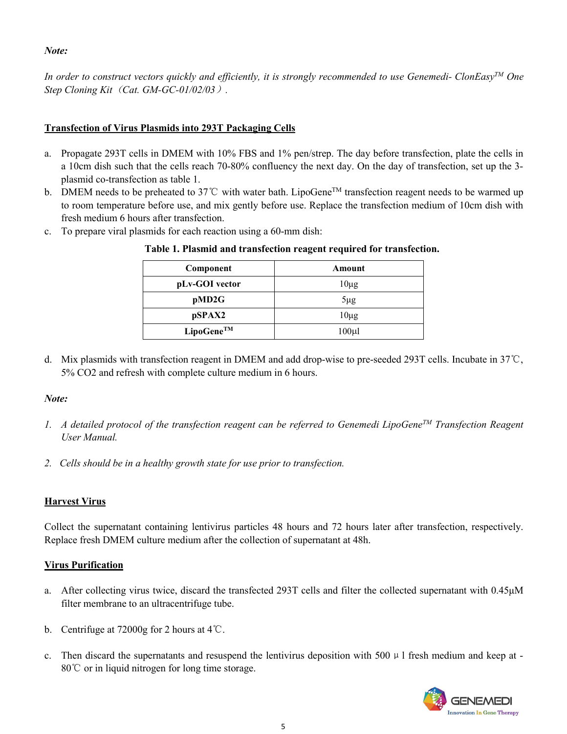*Note:*

*In order to construct vectors quickly and efficiently, it is strongly recommended to use Genemedi- ClonEasy™ One Step Cloning Kit（Cat. GM-GC-01/02/03）.*

**Transfection of Virus Plasmids into 293T Packaging Cells**

a. Propagate 293T cells in DMEM with 10% FBS and 1% pen/strep. The day before transfection, plate the cells in a 10cm dish such that the cells reach 70-80% confluency the next day. On the day of transfection, set up the 3-plasmid co-transfection as table 1.
b. DMEM needs to be preheated to 37℃ with water bath. LipoGene™ transfection reagent needs to be warmed up to room temperature before use, and mix gently before use. Replace the transfection medium of 10cm dish with fresh medium 6 hours after transfection.
c. To prepare viral plasmids for each reaction using a 60-mm dish:

**Table 1. Plasmid and transfection reagent required for transfection.**

| Component | Amount |
| --- | --- |
| **pLv-GOI vector** | 10μg |
| **pMD2G** | 5μg |
| **pSPAX2** | 10μg |
| **LipoGene™** | 100μl |

d. Mix plasmids with transfection reagent in DMEM and add drop-wise to pre-seeded 293T cells. Incubate in 37℃, 5% $CO_2$ and refresh with complete culture medium in 6 hours.

*Note:*

1. *A detailed protocol of the transfection reagent can be referred to Genemedi LipoGene™ Transfection Reagent User Manual.*
2. *Cells should be in a healthy growth state for use prior to transfection.*

**Harvest Virus**

Collect the supernatant containing lentivirus particles 48 hours and 72 hours later after transfection, respectively. Replace fresh DMEM culture medium after the collection of supernatant at 48h.

**Virus Purification**

a. After collecting virus twice, discard the transfected 293T cells and filter the collected supernatant with 0.45μM filter membrane to an ultracentrifuge tube.

b. Centrifuge at 72000g for 2 hours at 4℃.

c. Then discard the supernatants and resuspend the lentivirus deposition with 500μl fresh medium and keep at -80℃ or in liquid nitrogen for long time storage.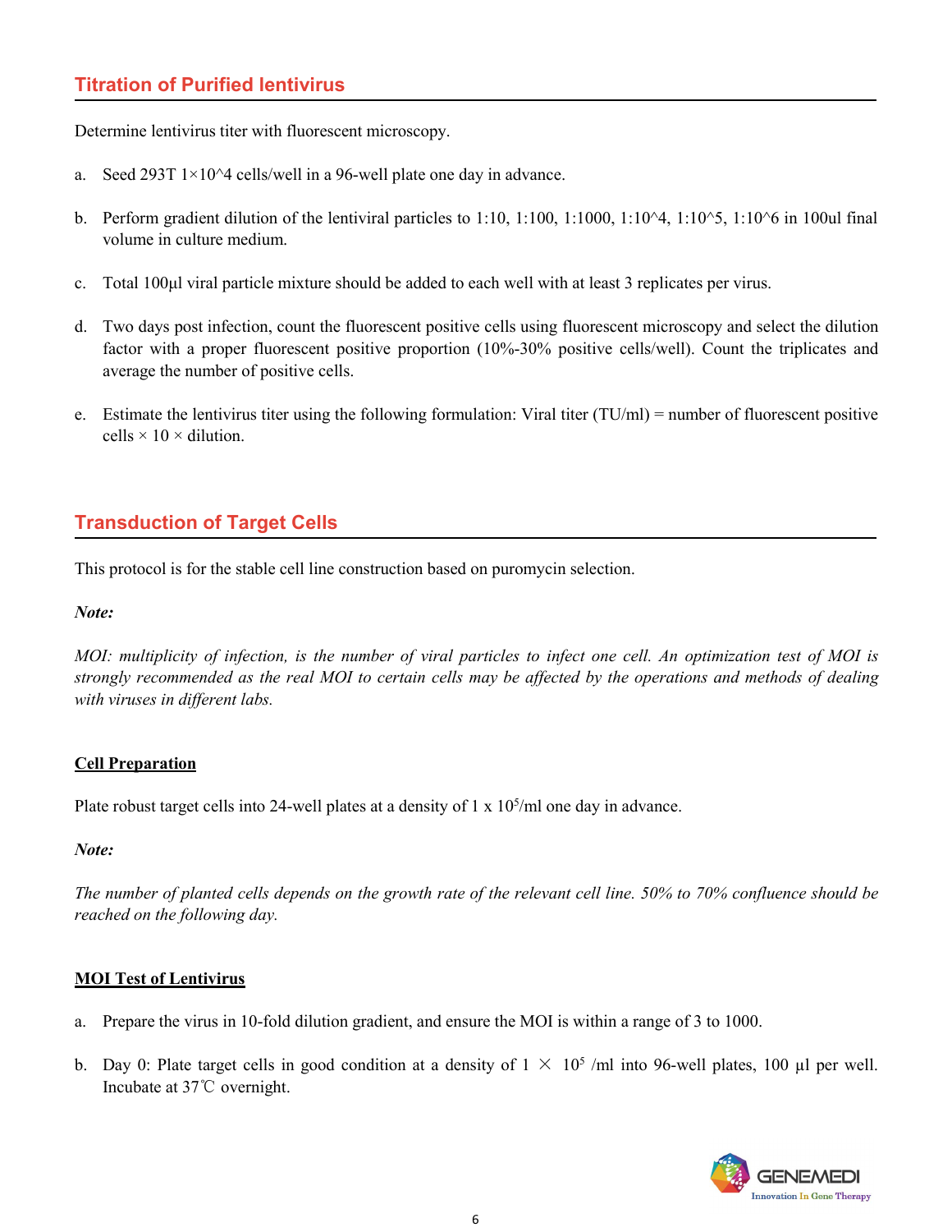## Titration of Purified lentivirus

Determine lentivirus titer with fluorescent microscopy.

a. Seed 293T 1×10^4 cells/well in a 96-well plate one day in advance.

b. Perform gradient dilution of the lentiviral particles to 1:10, 1:100, 1:1000, 1:10^4, 1:10^5, 1:10^6 in 100ul final volume in culture medium.

c. Total 100μl viral particle mixture should be added to each well with at least 3 replicates per virus.

d. Two days post infection, count the fluorescent positive cells using fluorescent microscopy and select the dilution factor with a proper fluorescent positive proportion (10%-30% positive cells/well). Count the triplicates and average the number of positive cells.

e. Estimate the lentivirus titer using the following formulation: Viral titer (TU/ml) = number of fluorescent positive cells × 10 × dilution.

## Transduction of Target Cells

This protocol is for the stable cell line construction based on puromycin selection.

***Note:***

*MOI: multiplicity of infection, is the number of viral particles to infect one cell. An optimization test of MOI is strongly recommended as the real MOI to certain cells may be affected by the operations and methods of dealing with viruses in different labs.*

### Cell Preparation

Plate robust target cells into 24-well plates at a density of 1 x $10^5$/ml one day in advance.

***Note:***

*The number of planted cells depends on the growth rate of the relevant cell line. 50% to 70% confluence should be reached on the following day.*

### MOI Test of Lentivirus

a. Prepare the virus in 10-fold dilution gradient, and ensure the MOI is within a range of 3 to 1000.

b. Day 0: Plate target cells in good condition at a density of 1 × $10^5$ /ml into 96-well plates, 100 μl per well. Incubate at 37℃ overnight.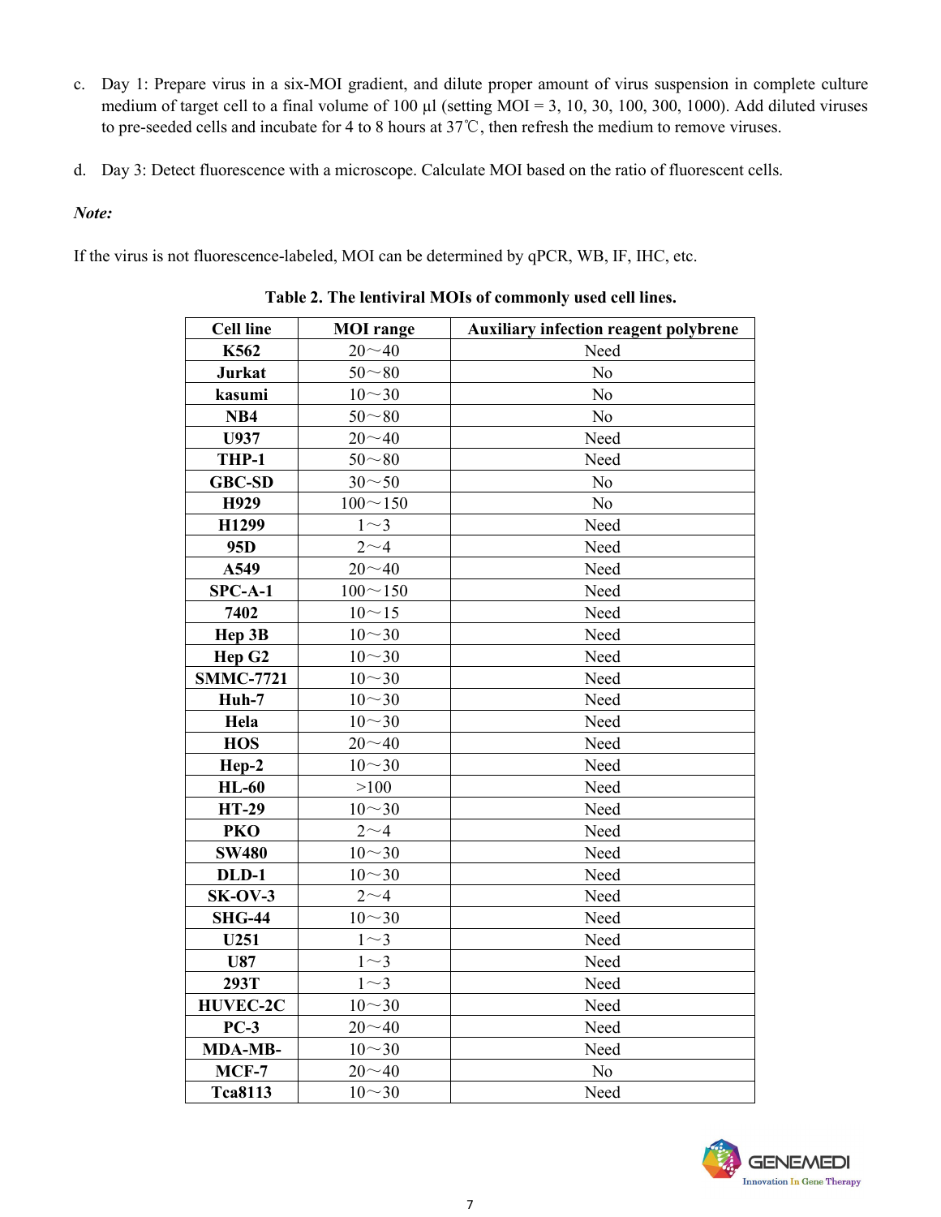c. Day 1: Prepare virus in a six-MOI gradient, and dilute proper amount of virus suspension in complete culture medium of target cell to a final volume of 100 μl (setting MOI = 3, 10, 30, 100, 300, 1000). Add diluted viruses to pre-seeded cells and incubate for 4 to 8 hours at 37℃, then refresh the medium to remove viruses.

d. Day 3: Detect fluorescence with a microscope. Calculate MOI based on the ratio of fluorescent cells.

***Note:***

If the virus is not fluorescence-labeled, MOI can be determined by qPCR, WB, IF, IHC, etc.

**Table 2. The lentiviral MOIs of commonly used cell lines.**

| Cell line | MOI range | Auxiliary infection reagent polybrene |
|---|---|---|
| **K562** | 20～40 | Need |
| **Jurkat** | 50～80 | No |
| **kasumi** | 10～30 | No |
| **NB4** | 50～80 | No |
| **U937** | 20～40 | Need |
| **THP-1** | 50～80 | Need |
| **GBC-SD** | 30～50 | No |
| **H929** | 100～150 | No |
| **H1299** | 1～3 | Need |
| **95D** | 2～4 | Need |
| **A549** | 20～40 | Need |
| **SPC-A-1** | 100～150 | Need |
| **7402** | 10～15 | Need |
| **Hep 3B** | 10～30 | Need |
| **Hep G2** | 10～30 | Need |
| **SMMC-7721** | 10～30 | Need |
| **Huh-7** | 10～30 | Need |
| **Hela** | 10～30 | Need |
| **HOS** | 20～40 | Need |
| **Hep-2** | 10～30 | Need |
| **HL-60** | >100 | Need |
| **HT-29** | 10～30 | Need |
| **PKO** | 2～4 | Need |
| **SW480** | 10～30 | Need |
| **DLD-1** | 10～30 | Need |
| **SK-OV-3** | 2～4 | Need |
| **SHG-44** | 10～30 | Need |
| **U251** | 1～3 | Need |
| **U87** | 1～3 | Need |
| **293T** | 1～3 | Need |
| **HUVEC-2C** | 10～30 | Need |
| **PC-3** | 20～40 | Need |
| **MDA-MB-** | 10～30 | Need |
| **MCF-7** | 20～40 | No |
| **Tca8113** | 10～30 | Need |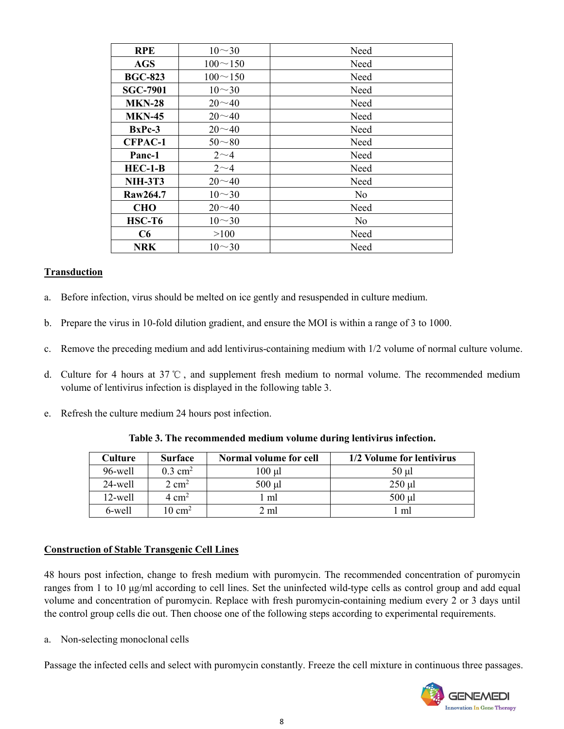| **RPE** | 10～30 | Need |
|---|---|---|
| **AGS** | 100～150 | Need |
| **BGC-823** | 100～150 | Need |
| **SGC-7901** | 10～30 | Need |
| **MKN-28** | 20～40 | Need |
| **MKN-45** | 20～40 | Need |
| **BxPc-3** | 20～40 | Need |
| **CFPAC-1** | 50～80 | Need |
| **Panc-1** | 2～4 | Need |
| **HEC-1-B** | 2～4 | Need |
| **NIH-3T3** | 20～40 | Need |
| **Raw264.7** | 10～30 | No |
| **CHO** | 20～40 | Need |
| **HSC-T6** | 10～30 | No |
| **C6** | >100 | Need |
| **NRK** | 10～30 | Need |

**Transduction**

a. Before infection, virus should be melted on ice gently and resuspended in culture medium.

b. Prepare the virus in 10-fold dilution gradient, and ensure the MOI is within a range of 3 to 1000.

c. Remove the preceding medium and add lentivirus-containing medium with 1/2 volume of normal culture volume.

d. Culture for 4 hours at 37 ℃, and supplement fresh medium to normal volume. The recommended medium volume of lentivirus infection is displayed in the following table 3.

e. Refresh the culture medium 24 hours post infection.

**Table 3. The recommended medium volume during lentivirus infection.**

| Culture | Surface | Normal volume for cell | 1/2 Volume for lentivirus |
|---|---|---|---|
| 96-well | 0.3 $cm^2$ | 100 μl | 50 μl |
| 24-well | 2 $cm^2$ | 500 μl | 250 μl |
| 12-well | 4 $cm^2$ | 1 ml | 500 μl |
| 6-well | 10 $cm^2$ | 2 ml | 1 ml |

**Construction of Stable Transgenic Cell Lines**

48 hours post infection, change to fresh medium with puromycin. The recommended concentration of puromycin ranges from 1 to 10 μg/ml according to cell lines. Set the uninfected wild-type cells as control group and add equal volume and concentration of puromycin. Replace with fresh puromycin-containing medium every 2 or 3 days until the control group cells die out. Then choose one of the following steps according to experimental requirements.

a. Non-selecting monoclonal cells

Passage the infected cells and select with puromycin constantly. Freeze the cell mixture in continuous three passages.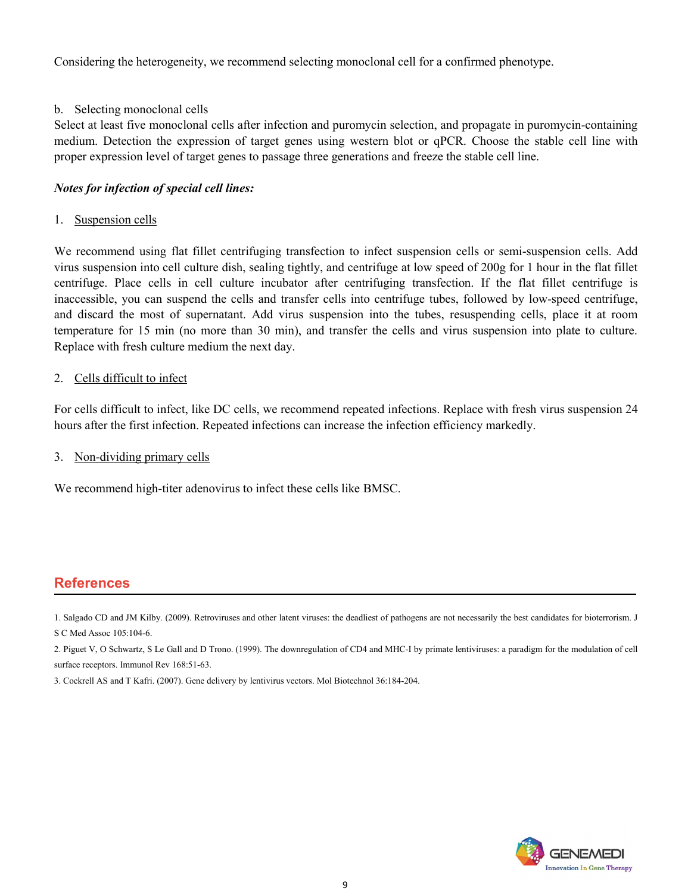Considering the heterogeneity, we recommend selecting monoclonal cell for a confirmed phenotype.

b. Selecting monoclonal cells

Select at least five monoclonal cells after infection and puromycin selection, and propagate in puromycin-containing medium. Detection the expression of target genes using western blot or qPCR. Choose the stable cell line with proper expression level of target genes to passage three generations and freeze the stable cell line.

***Notes for infection of special cell lines:***

1. Suspension cells

We recommend using flat fillet centrifuging transfection to infect suspension cells or semi-suspension cells. Add virus suspension into cell culture dish, sealing tightly, and centrifuge at low speed of 200g for 1 hour in the flat fillet centrifuge. Place cells in cell culture incubator after centrifuging transfection. If the flat fillet centrifuge is inaccessible, you can suspend the cells and transfer cells into centrifuge tubes, followed by low-speed centrifuge, and discard the most of supernatant. Add virus suspension into the tubes, resuspending cells, place it at room temperature for 15 min (no more than 30 min), and transfer the cells and virus suspension into plate to culture. Replace with fresh culture medium the next day.

2. Cells difficult to infect

For cells difficult to infect, like DC cells, we recommend repeated infections. Replace with fresh virus suspension 24 hours after the first infection. Repeated infections can increase the infection efficiency markedly.

3. Non-dividing primary cells

We recommend high-titer adenovirus to infect these cells like BMSC.

## References

1. Salgado CD and JM Kilby. (2009). Retroviruses and other latent viruses: the deadliest of pathogens are not necessarily the best candidates for bioterrorism. J S C Med Assoc 105:104-6.
2. Piguet V, O Schwartz, S Le Gall and D Trono. (1999). The downregulation of CD4 and MHC-I by primate lentiviruses: a paradigm for the modulation of cell surface receptors. Immunol Rev 168:51-63.
3. Cockrell AS and T Kafri. (2007). Gene delivery by lentivirus vectors. Mol Biotechnol 36:184-204.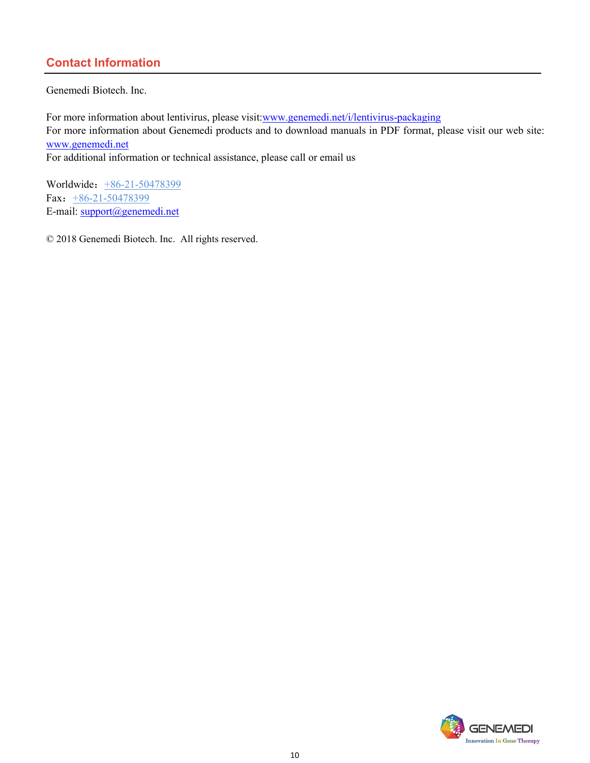## Contact Information

Genemedi Biotech. Inc.

For more information about lentivirus, please visit:www.genemedi.net/i/lentivirus-packaging
For more information about Genemedi products and to download manuals in PDF format, please visit our web site: www.genemedi.net
For additional information or technical assistance, please call or email us

Worldwide：+86-21-50478399
Fax：+86-21-50478399
E-mail: support@genemedi.net

© 2018 Genemedi Biotech. Inc.  All rights reserved.